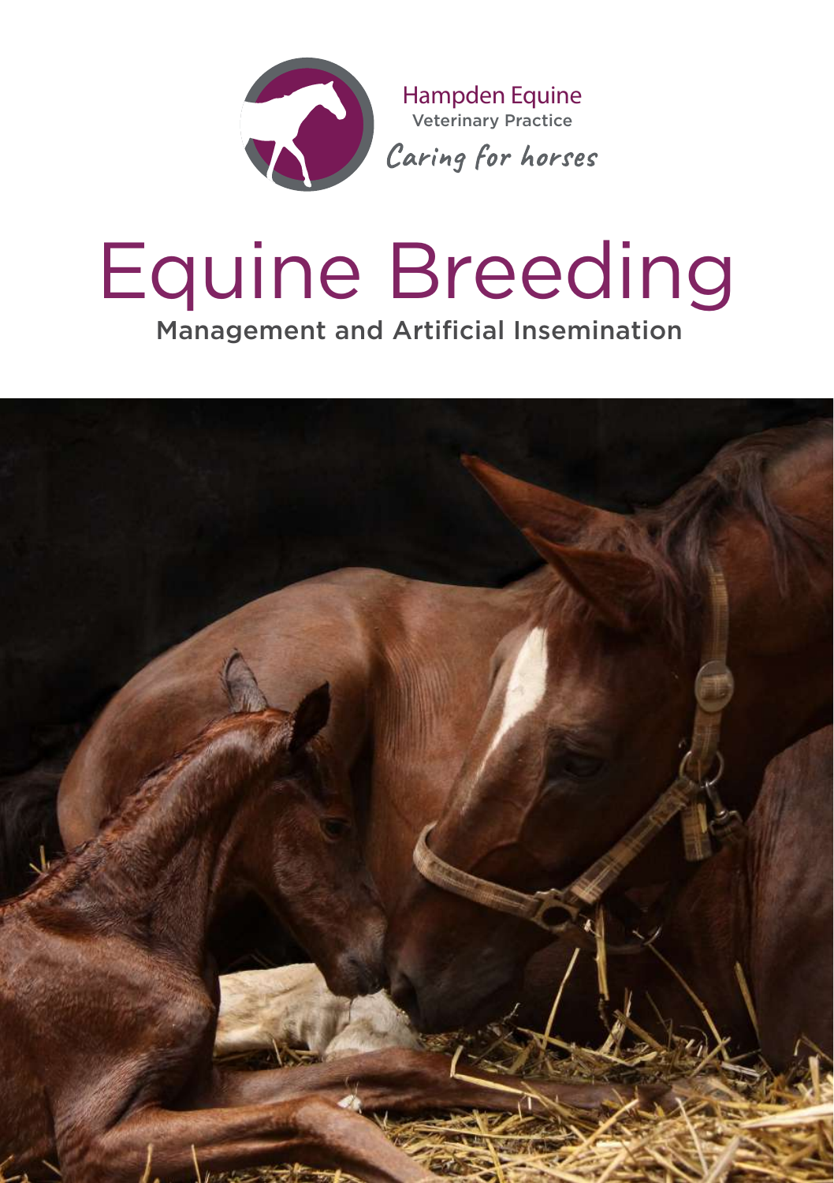Hampden Equine
Veterinary Practice
*Caring for horses*

# Equine Breeding

## Management and Artificial Insemination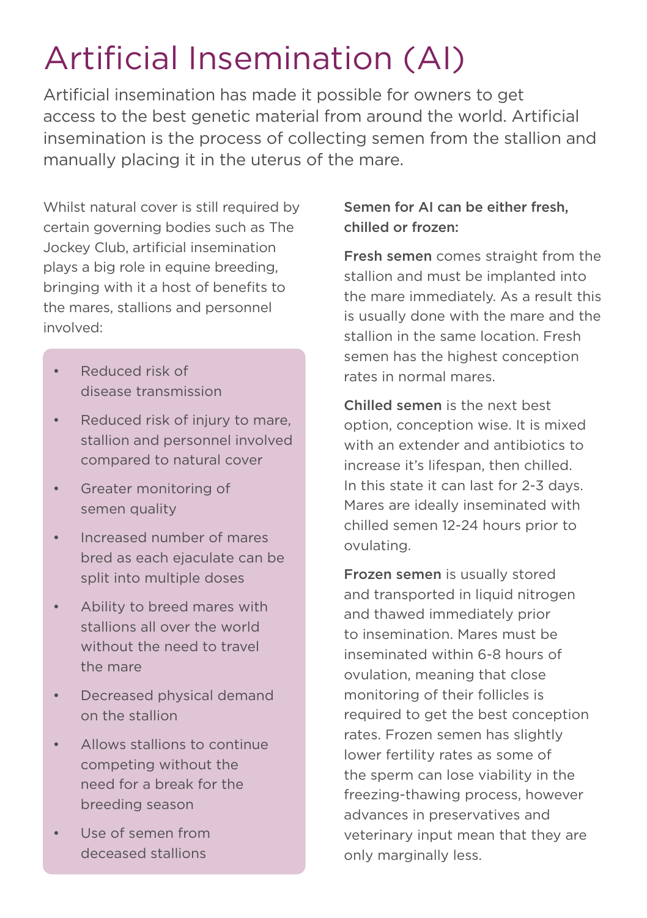# Artificial Insemination (AI)

Artificial insemination has made it possible for owners to get access to the best genetic material from around the world. Artificial insemination is the process of collecting semen from the stallion and manually placing it in the uterus of the mare.

Whilst natural cover is still required by certain governing bodies such as The Jockey Club, artificial insemination plays a big role in equine breeding, bringing with it a host of benefits to the mares, stallions and personnel involved:

- Reduced risk of disease transmission
- Reduced risk of injury to mare, stallion and personnel involved compared to natural cover
- Greater monitoring of semen quality
- Increased number of mares bred as each ejaculate can be split into multiple doses
- Ability to breed mares with stallions all over the world without the need to travel the mare
- Decreased physical demand on the stallion
- Allows stallions to continue competing without the need for a break for the breeding season
- Use of semen from deceased stallions

**Semen for AI can be either fresh, chilled or frozen:**

**Fresh semen** comes straight from the stallion and must be implanted into the mare immediately. As a result this is usually done with the mare and the stallion in the same location. Fresh semen has the highest conception rates in normal mares.

**Chilled semen** is the next best option, conception wise. It is mixed with an extender and antibiotics to increase it's lifespan, then chilled. In this state it can last for 2-3 days. Mares are ideally inseminated with chilled semen 12-24 hours prior to ovulating.

**Frozen semen** is usually stored and transported in liquid nitrogen and thawed immediately prior to insemination. Mares must be inseminated within 6-8 hours of ovulation, meaning that close monitoring of their follicles is required to get the best conception rates. Frozen semen has slightly lower fertility rates as some of the sperm can lose viability in the freezing-thawing process, however advances in preservatives and veterinary input mean that they are only marginally less.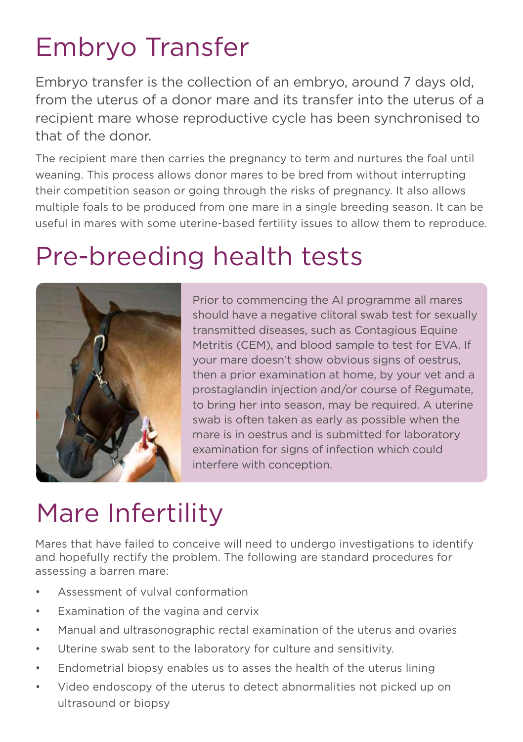# Embryo Transfer

Embryo transfer is the collection of an embryo, around 7 days old, from the uterus of a donor mare and its transfer into the uterus of a recipient mare whose reproductive cycle has been synchronised to that of the donor.

The recipient mare then carries the pregnancy to term and nurtures the foal until weaning. This process allows donor mares to be bred from without interrupting their competition season or going through the risks of pregnancy. It also allows multiple foals to be produced from one mare in a single breeding season. It can be useful in mares with some uterine-based fertility issues to allow them to reproduce.

# Pre-breeding health tests

Prior to commencing the AI programme all mares should have a negative clitoral swab test for sexually transmitted diseases, such as Contagious Equine Metritis (CEM), and blood sample to test for EVA. If your mare doesn't show obvious signs of oestrus, then a prior examination at home, by your vet and a prostaglandin injection and/or course of Regumate, to bring her into season, may be required. A uterine swab is often taken as early as possible when the mare is in oestrus and is submitted for laboratory examination for signs of infection which could interfere with conception.

# Mare Infertility

Mares that have failed to conceive will need to undergo investigations to identify and hopefully rectify the problem. The following are standard procedures for assessing a barren mare:

- Assessment of vulval conformation
- Examination of the vagina and cervix
- Manual and ultrasonographic rectal examination of the uterus and ovaries
- Uterine swab sent to the laboratory for culture and sensitivity.
- Endometrial biopsy enables us to asses the health of the uterus lining
- Video endoscopy of the uterus to detect abnormalities not picked up on ultrasound or biopsy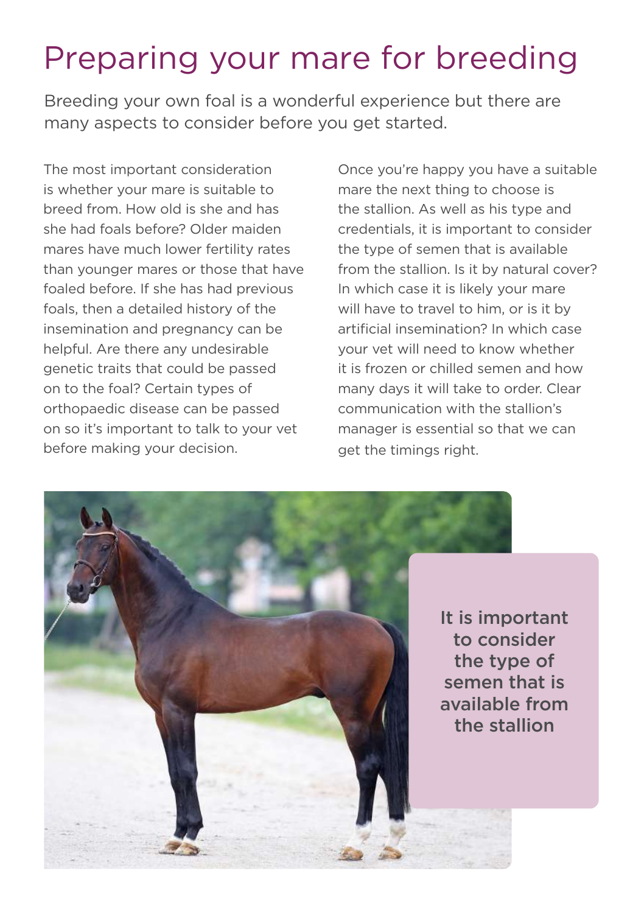# Preparing your mare for breeding

Breeding your own foal is a wonderful experience but there are many aspects to consider before you get started.

The most important consideration is whether your mare is suitable to breed from. How old is she and has she had foals before? Older maiden mares have much lower fertility rates than younger mares or those that have foaled before. If she has had previous foals, then a detailed history of the insemination and pregnancy can be helpful. Are there any undesirable genetic traits that could be passed on to the foal? Certain types of orthopaedic disease can be passed on so it's important to talk to your vet before making your decision.

Once you're happy you have a suitable mare the next thing to choose is the stallion. As well as his type and credentials, it is important to consider the type of semen that is available from the stallion. Is it by natural cover? In which case it is likely your mare will have to travel to him, or is it by artificial insemination? In which case your vet will need to know whether it is frozen or chilled semen and how many days it will take to order. Clear communication with the stallion's manager is essential so that we can get the timings right.

**It is important to consider the type of semen that is available from the stallion**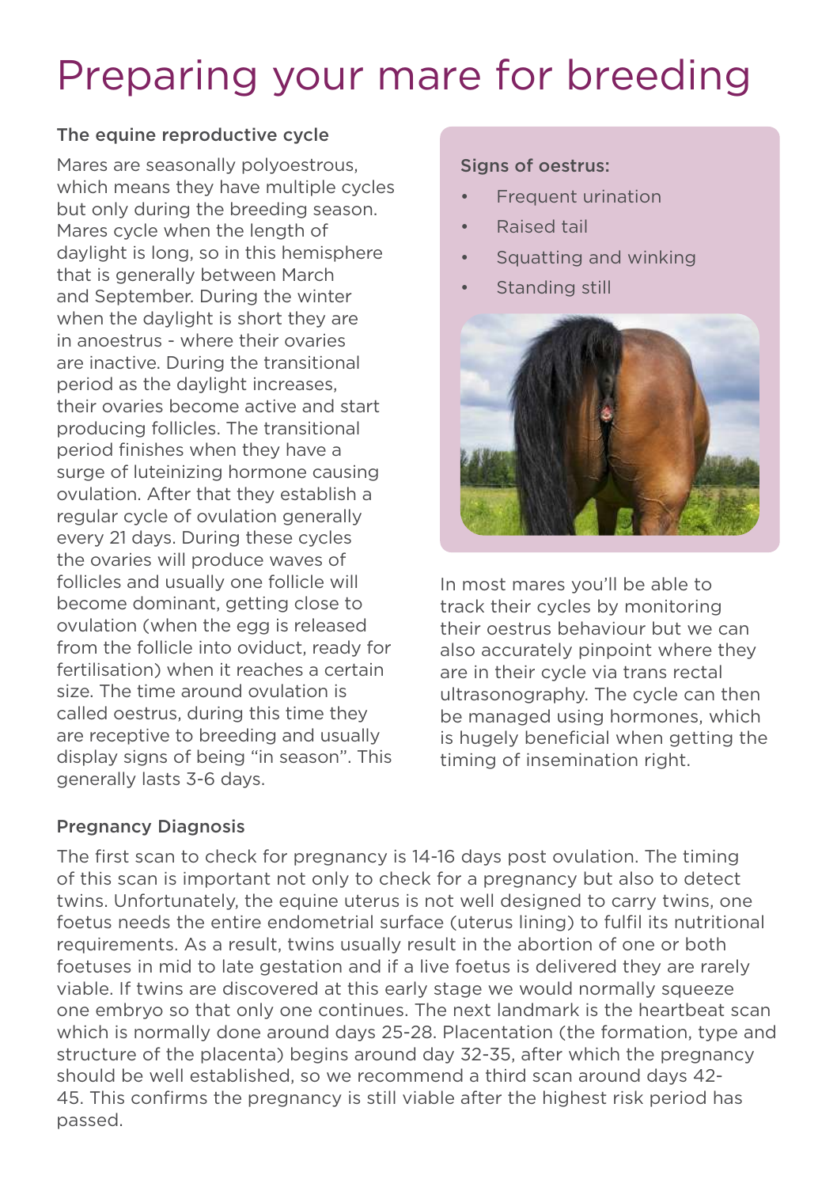# Preparing your mare for breeding

### The equine reproductive cycle

Mares are seasonally polyoestrous, which means they have multiple cycles but only during the breeding season. Mares cycle when the length of daylight is long, so in this hemisphere that is generally between March and September. During the winter when the daylight is short they are in anoestrus - where their ovaries are inactive. During the transitional period as the daylight increases, their ovaries become active and start producing follicles. The transitional period finishes when they have a surge of luteinizing hormone causing ovulation. After that they establish a regular cycle of ovulation generally every 21 days. During these cycles the ovaries will produce waves of follicles and usually one follicle will become dominant, getting close to ovulation (when the egg is released from the follicle into oviduct, ready for fertilisation) when it reaches a certain size. The time around ovulation is called oestrus, during this time they are receptive to breeding and usually display signs of being "in season". This generally lasts 3-6 days.

**Signs of oestrus:**

- Frequent urination
- Raised tail
- Squatting and winking
- Standing still

In most mares you'll be able to track their cycles by monitoring their oestrus behaviour but we can also accurately pinpoint where they are in their cycle via trans rectal ultrasonography. The cycle can then be managed using hormones, which is hugely beneficial when getting the timing of insemination right.

### Pregnancy Diagnosis

The first scan to check for pregnancy is 14-16 days post ovulation. The timing of this scan is important not only to check for a pregnancy but also to detect twins. Unfortunately, the equine uterus is not well designed to carry twins, one foetus needs the entire endometrial surface (uterus lining) to fulfil its nutritional requirements. As a result, twins usually result in the abortion of one or both foetuses in mid to late gestation and if a live foetus is delivered they are rarely viable. If twins are discovered at this early stage we would normally squeeze one embryo so that only one continues. The next landmark is the heartbeat scan which is normally done around days 25-28. Placentation (the formation, type and structure of the placenta) begins around day 32-35, after which the pregnancy should be well established, so we recommend a third scan around days 42-45. This confirms the pregnancy is still viable after the highest risk period has passed.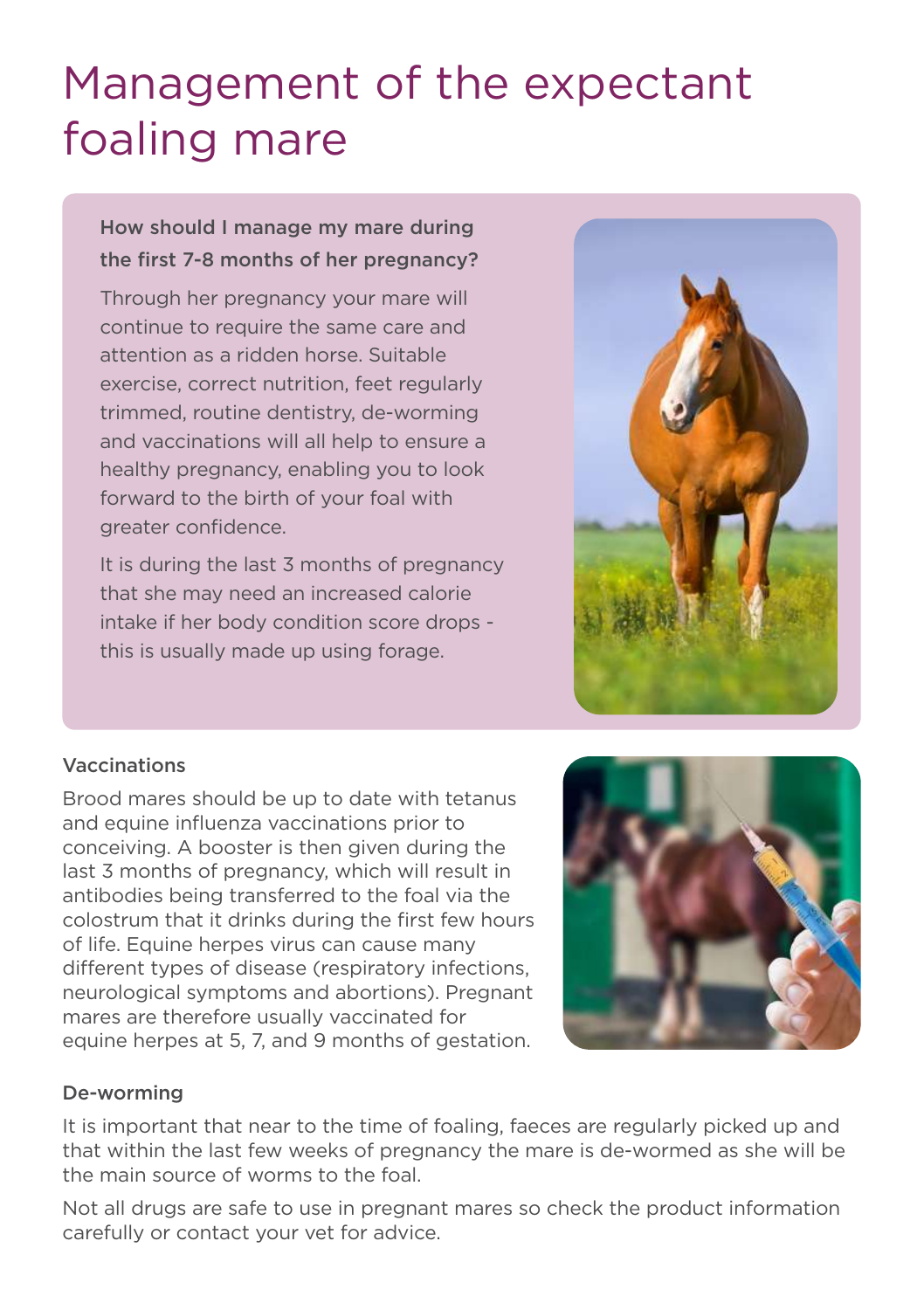# Management of the expectant foaling mare

### How should I manage my mare during the first 7-8 months of her pregnancy?

Through her pregnancy your mare will continue to require the same care and attention as a ridden horse. Suitable exercise, correct nutrition, feet regularly trimmed, routine dentistry, de-worming and vaccinations will all help to ensure a healthy pregnancy, enabling you to look forward to the birth of your foal with greater confidence.

It is during the last 3 months of pregnancy that she may need an increased calorie intake if her body condition score drops - this is usually made up using forage.

### Vaccinations

Brood mares should be up to date with tetanus and equine influenza vaccinations prior to conceiving. A booster is then given during the last 3 months of pregnancy, which will result in antibodies being transferred to the foal via the colostrum that it drinks during the first few hours of life. Equine herpes virus can cause many different types of disease (respiratory infections, neurological symptoms and abortions). Pregnant mares are therefore usually vaccinated for equine herpes at 5, 7, and 9 months of gestation.

### De-worming

It is important that near to the time of foaling, faeces are regularly picked up and that within the last few weeks of pregnancy the mare is de-wormed as she will be the main source of worms to the foal.

Not all drugs are safe to use in pregnant mares so check the product information carefully or contact your vet for advice.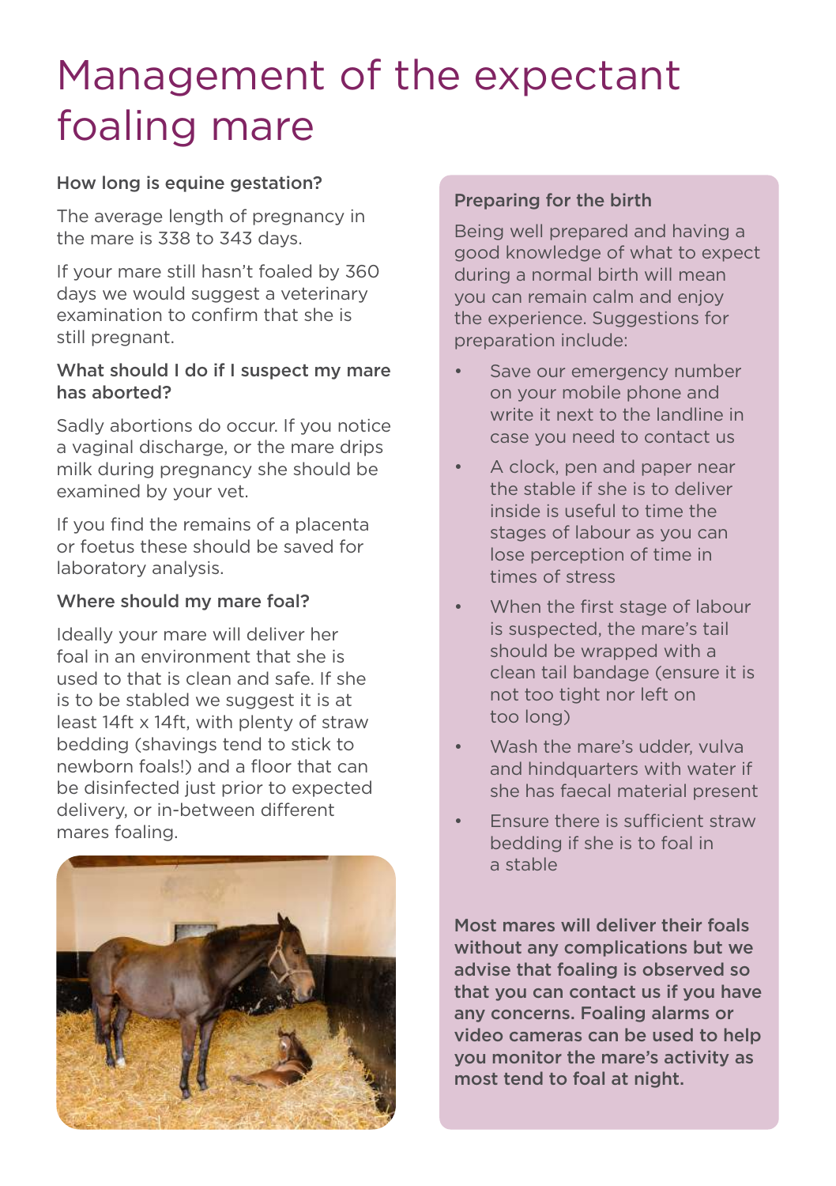# Management of the expectant foaling mare

### How long is equine gestation?

The average length of pregnancy in the mare is 338 to 343 days.

If your mare still hasn't foaled by 360 days we would suggest a veterinary examination to confirm that she is still pregnant.

### What should I do if I suspect my mare has aborted?

Sadly abortions do occur. If you notice a vaginal discharge, or the mare drips milk during pregnancy she should be examined by your vet.

If you find the remains of a placenta or foetus these should be saved for laboratory analysis.

### Where should my mare foal?

Ideally your mare will deliver her foal in an environment that she is used to that is clean and safe. If she is to be stabled we suggest it is at least 14ft x 14ft, with plenty of straw bedding (shavings tend to stick to newborn foals!) and a floor that can be disinfected just prior to expected delivery, or in-between different mares foaling.

### Preparing for the birth

Being well prepared and having a good knowledge of what to expect during a normal birth will mean you can remain calm and enjoy the experience. Suggestions for preparation include:

- Save our emergency number on your mobile phone and write it next to the landline in case you need to contact us
- A clock, pen and paper near the stable if she is to deliver inside is useful to time the stages of labour as you can lose perception of time in times of stress
- When the first stage of labour is suspected, the mare's tail should be wrapped with a clean tail bandage (ensure it is not too tight nor left on too long)
- Wash the mare's udder, vulva and hindquarters with water if she has faecal material present
- Ensure there is sufficient straw bedding if she is to foal in a stable

**Most mares will deliver their foals without any complications but we advise that foaling is observed so that you can contact us if you have any concerns. Foaling alarms or video cameras can be used to help you monitor the mare's activity as most tend to foal at night.**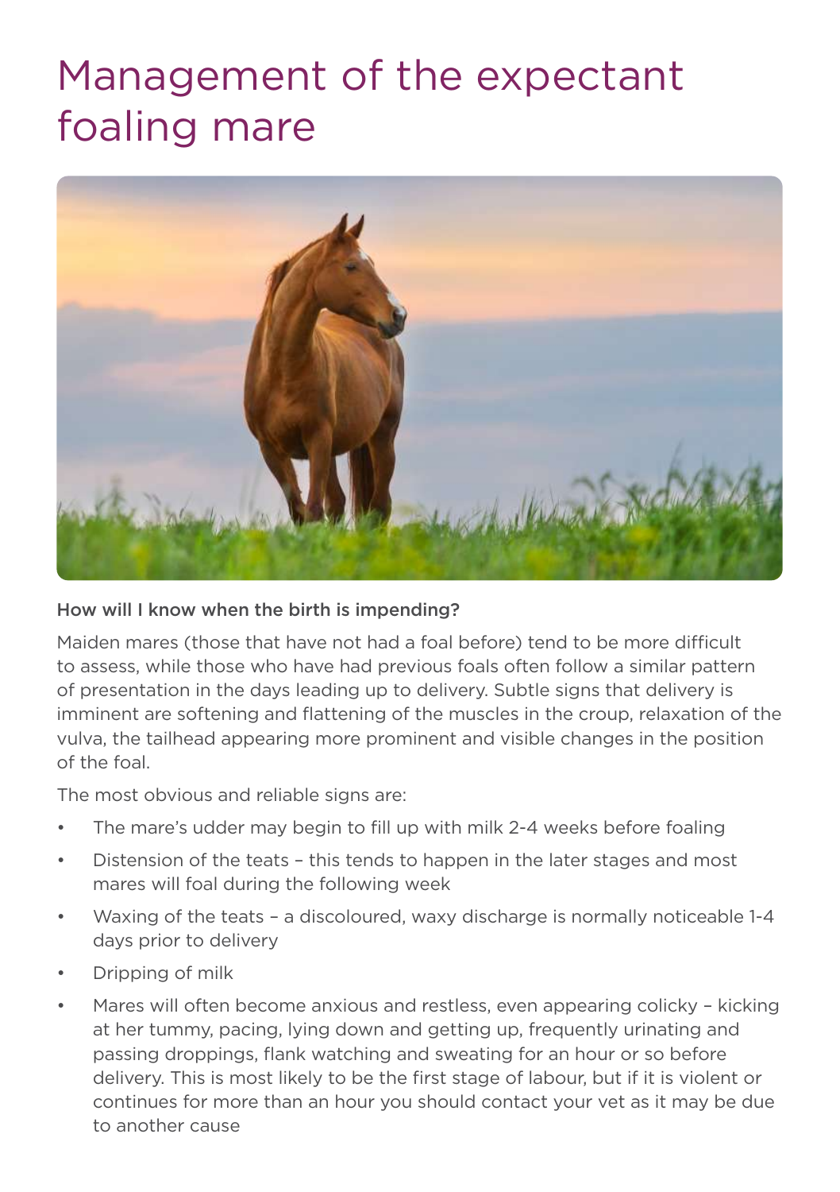# Management of the expectant foaling mare

**How will I know when the birth is impending?**

Maiden mares (those that have not had a foal before) tend to be more difficult to assess, while those who have had previous foals often follow a similar pattern of presentation in the days leading up to delivery. Subtle signs that delivery is imminent are softening and flattening of the muscles in the croup, relaxation of the vulva, the tailhead appearing more prominent and visible changes in the position of the foal.

The most obvious and reliable signs are:

- The mare's udder may begin to fill up with milk 2-4 weeks before foaling
- Distension of the teats – this tends to happen in the later stages and most mares will foal during the following week
- Waxing of the teats – a discoloured, waxy discharge is normally noticeable 1-4 days prior to delivery
- Dripping of milk
- Mares will often become anxious and restless, even appearing colicky – kicking at her tummy, pacing, lying down and getting up, frequently urinating and passing droppings, flank watching and sweating for an hour or so before delivery. This is most likely to be the first stage of labour, but if it is violent or continues for more than an hour you should contact your vet as it may be due to another cause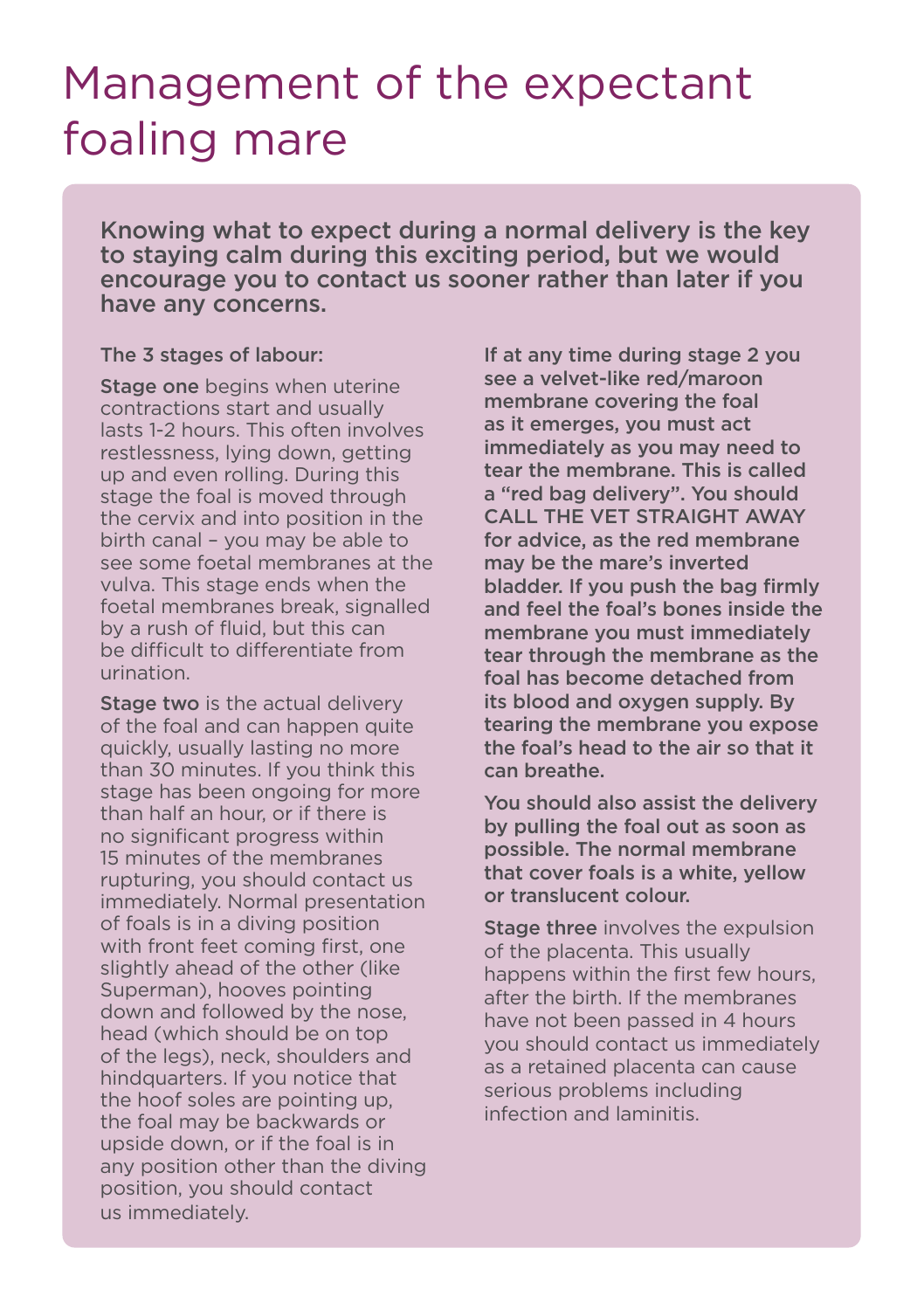# Management of the expectant foaling mare

**Knowing what to expect during a normal delivery is the key to staying calm during this exciting period, but we would encourage you to contact us sooner rather than later if you have any concerns.**

**The 3 stages of labour:**

**Stage one** begins when uterine contractions start and usually lasts 1-2 hours. This often involves restlessness, lying down, getting up and even rolling. During this stage the foal is moved through the cervix and into position in the birth canal – you may be able to see some foetal membranes at the vulva. This stage ends when the foetal membranes break, signalled by a rush of fluid, but this can be difficult to differentiate from urination.

**Stage two** is the actual delivery of the foal and can happen quite quickly, usually lasting no more than 30 minutes. If you think this stage has been ongoing for more than half an hour, or if there is no significant progress within 15 minutes of the membranes rupturing, you should contact us immediately. Normal presentation of foals is in a diving position with front feet coming first, one slightly ahead of the other (like Superman), hooves pointing down and followed by the nose, head (which should be on top of the legs), neck, shoulders and hindquarters. If you notice that the hoof soles are pointing up, the foal may be backwards or upside down, or if the foal is in any position other than the diving position, you should contact us immediately.

**If at any time during stage 2 you see a velvet-like red/maroon membrane covering the foal as it emerges, you must act immediately as you may need to tear the membrane. This is called a "red bag delivery". You should CALL THE VET STRAIGHT AWAY for advice, as the red membrane may be the mare's inverted bladder. If you push the bag firmly and feel the foal's bones inside the membrane you must immediately tear through the membrane as the foal has become detached from its blood and oxygen supply. By tearing the membrane you expose the foal's head to the air so that it can breathe.**

**You should also assist the delivery by pulling the foal out as soon as possible. The normal membrane that cover foals is a white, yellow or translucent colour.**

**Stage three** involves the expulsion of the placenta. This usually happens within the first few hours, after the birth. If the membranes have not been passed in 4 hours you should contact us immediately as a retained placenta can cause serious problems including infection and laminitis.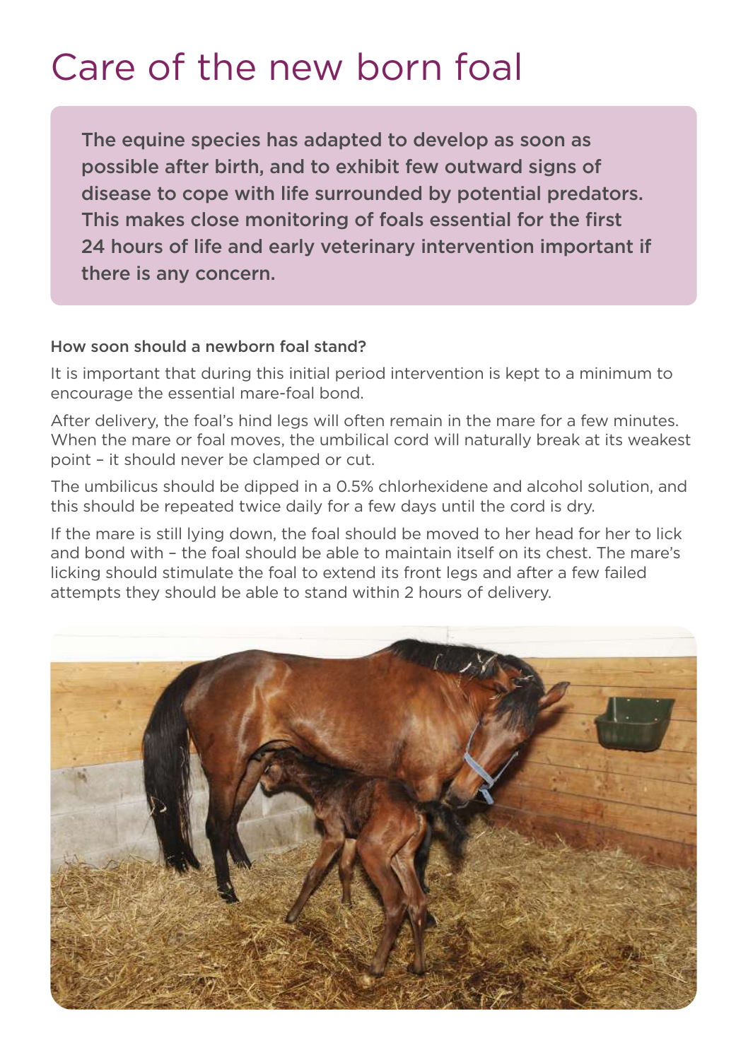# Care of the new born foal

**The equine species has adapted to develop as soon as possible after birth, and to exhibit few outward signs of disease to cope with life surrounded by potential predators. This makes close monitoring of foals essential for the first 24 hours of life and early veterinary intervention important if there is any concern.**

### How soon should a newborn foal stand?

It is important that during this initial period intervention is kept to a minimum to encourage the essential mare-foal bond.

After delivery, the foal's hind legs will often remain in the mare for a few minutes. When the mare or foal moves, the umbilical cord will naturally break at its weakest point – it should never be clamped or cut.

The umbilicus should be dipped in a 0.5% chlorhexidene and alcohol solution, and this should be repeated twice daily for a few days until the cord is dry.

If the mare is still lying down, the foal should be moved to her head for her to lick and bond with – the foal should be able to maintain itself on its chest. The mare's licking should stimulate the foal to extend its front legs and after a few failed attempts they should be able to stand within 2 hours of delivery.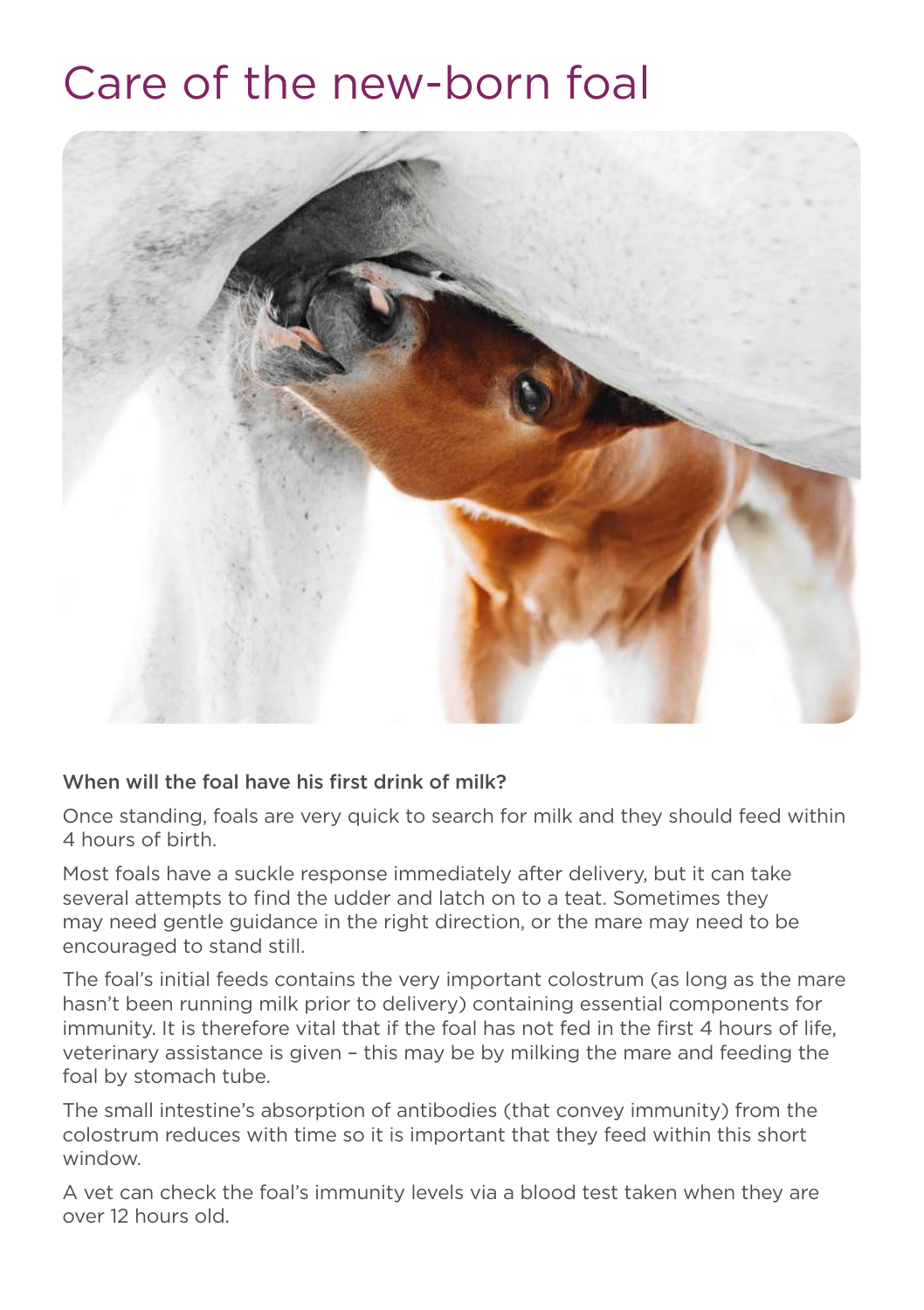# Care of the new-born foal

**When will the foal have his first drink of milk?**

Once standing, foals are very quick to search for milk and they should feed within 4 hours of birth.

Most foals have a suckle response immediately after delivery, but it can take several attempts to find the udder and latch on to a teat. Sometimes they may need gentle guidance in the right direction, or the mare may need to be encouraged to stand still.

The foal's initial feeds contains the very important colostrum (as long as the mare hasn't been running milk prior to delivery) containing essential components for immunity. It is therefore vital that if the foal has not fed in the first 4 hours of life, veterinary assistance is given – this may be by milking the mare and feeding the foal by stomach tube.

The small intestine's absorption of antibodies (that convey immunity) from the colostrum reduces with time so it is important that they feed within this short window.

A vet can check the foal's immunity levels via a blood test taken when they are over 12 hours old.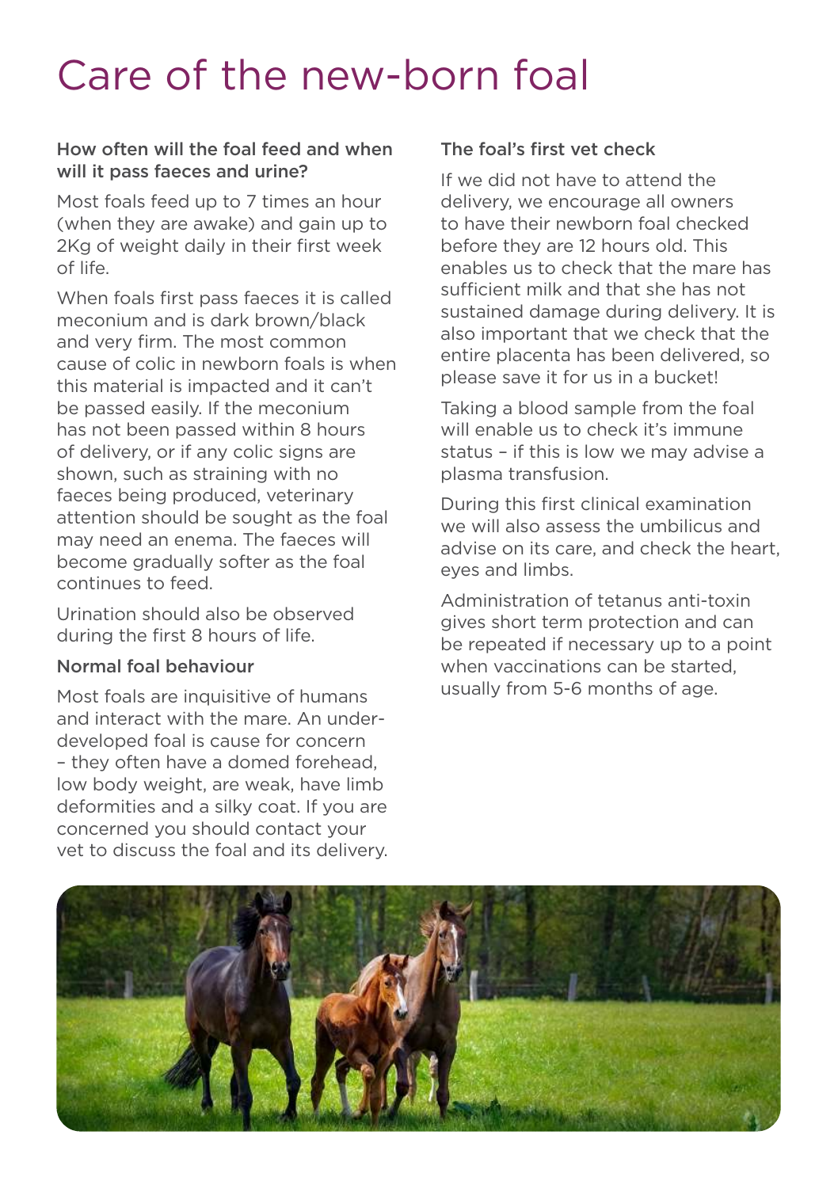# Care of the new-born foal

### How often will the foal feed and when will it pass faeces and urine?

Most foals feed up to 7 times an hour (when they are awake) and gain up to 2Kg of weight daily in their first week of life.

When foals first pass faeces it is called meconium and is dark brown/black and very firm. The most common cause of colic in newborn foals is when this material is impacted and it can't be passed easily. If the meconium has not been passed within 8 hours of delivery, or if any colic signs are shown, such as straining with no faeces being produced, veterinary attention should be sought as the foal may need an enema. The faeces will become gradually softer as the foal continues to feed.

Urination should also be observed during the first 8 hours of life.

### Normal foal behaviour

Most foals are inquisitive of humans and interact with the mare. An under-developed foal is cause for concern – they often have a domed forehead, low body weight, are weak, have limb deformities and a silky coat. If you are concerned you should contact your vet to discuss the foal and its delivery.

### The foal's first vet check

If we did not have to attend the delivery, we encourage all owners to have their newborn foal checked before they are 12 hours old. This enables us to check that the mare has sufficient milk and that she has not sustained damage during delivery. It is also important that we check that the entire placenta has been delivered, so please save it for us in a bucket!

Taking a blood sample from the foal will enable us to check it's immune status – if this is low we may advise a plasma transfusion.

During this first clinical examination we will also assess the umbilicus and advise on its care, and check the heart, eyes and limbs.

Administration of tetanus anti-toxin gives short term protection and can be repeated if necessary up to a point when vaccinations can be started, usually from 5-6 months of age.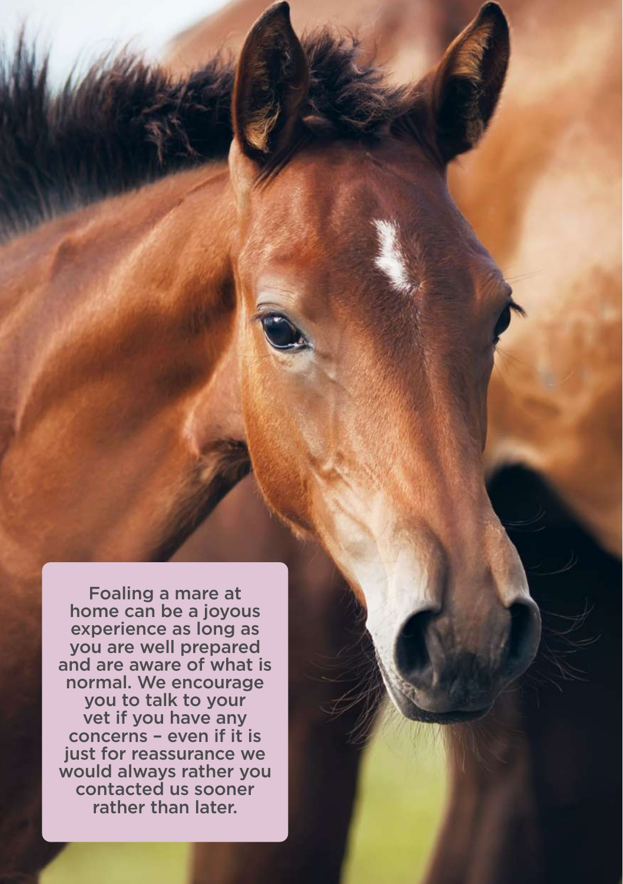Foaling a mare at home can be a joyous experience as long as you are well prepared and are aware of what is normal. We encourage you to talk to your vet if you have any concerns – even if it is just for reassurance we would always rather you contacted us sooner rather than later.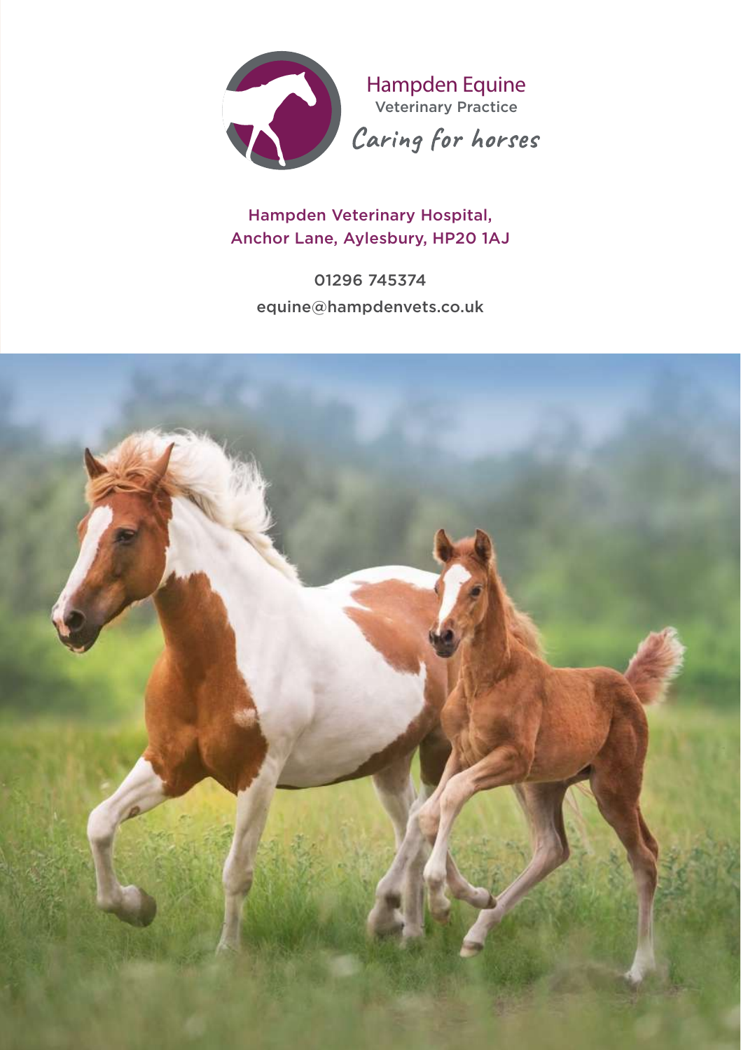Hampden Equine

Veterinary Practice

*Caring for horses*

Hampden Veterinary Hospital,
Anchor Lane, Aylesbury, HP20 1AJ

01296 745374

equine@hampdenvets.co.uk